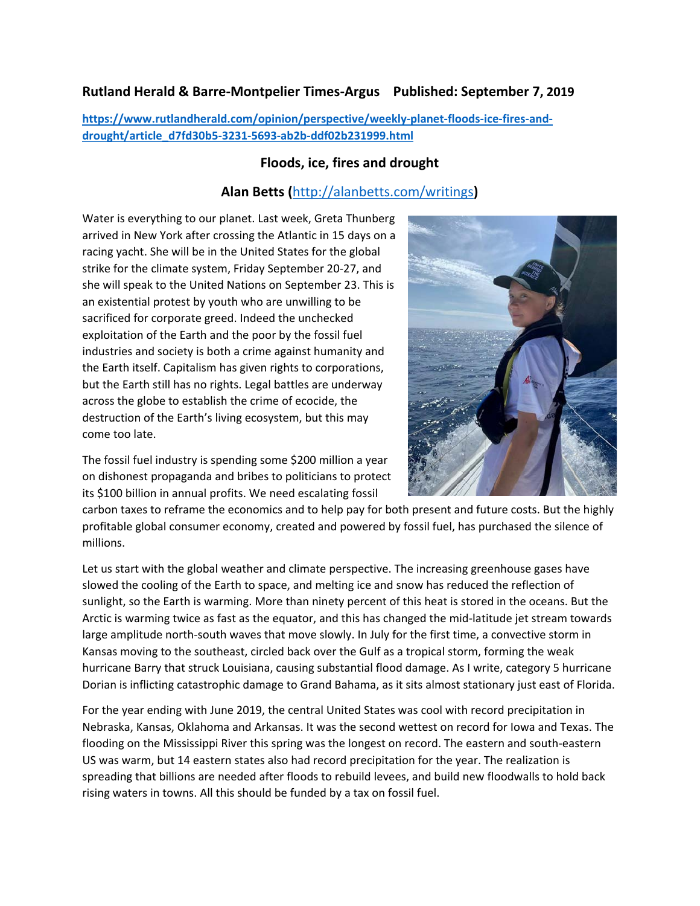**Rutland Herald & Barre-Montpelier Times-Argus Published: September 7, 2019**

https://www.rutlandherald.com/opinion/perspective/weekly-planet-floods-ice-fires-and-drought/article_d7fd30b5-3231-5693-ab2b-ddf02b231999.html

## Floods, ice, fires and drought

### Alan Betts (http://alanbetts.com/writings)

Water is everything to our planet. Last week, Greta Thunberg arrived in New York after crossing the Atlantic in 15 days on a racing yacht. She will be in the United States for the global strike for the climate system, Friday September 20-27, and she will speak to the United Nations on September 23. This is an existential protest by youth who are unwilling to be sacrificed for corporate greed. Indeed the unchecked exploitation of the Earth and the poor by the fossil fuel industries and society is both a crime against humanity and the Earth itself. Capitalism has given rights to corporations, but the Earth still has no rights. Legal battles are underway across the globe to establish the crime of ecocide, the destruction of the Earth's living ecosystem, but this may come too late.

The fossil fuel industry is spending some $200 million a year on dishonest propaganda and bribes to politicians to protect its $100 billion in annual profits. We need escalating fossil carbon taxes to reframe the economics and to help pay for both present and future costs. But the highly profitable global consumer economy, created and powered by fossil fuel, has purchased the silence of millions.

Let us start with the global weather and climate perspective. The increasing greenhouse gases have slowed the cooling of the Earth to space, and melting ice and snow has reduced the reflection of sunlight, so the Earth is warming. More than ninety percent of this heat is stored in the oceans. But the Arctic is warming twice as fast as the equator, and this has changed the mid-latitude jet stream towards large amplitude north-south waves that move slowly. In July for the first time, a convective storm in Kansas moving to the southeast, circled back over the Gulf as a tropical storm, forming the weak hurricane Barry that struck Louisiana, causing substantial flood damage. As I write, category 5 hurricane Dorian is inflicting catastrophic damage to Grand Bahama, as it sits almost stationary just east of Florida.

For the year ending with June 2019, the central United States was cool with record precipitation in Nebraska, Kansas, Oklahoma and Arkansas. It was the second wettest on record for Iowa and Texas. The flooding on the Mississippi River this spring was the longest on record. The eastern and south-eastern US was warm, but 14 eastern states also had record precipitation for the year. The realization is spreading that billions are needed after floods to rebuild levees, and build new floodwalls to hold back rising waters in towns. All this should be funded by a tax on fossil fuel.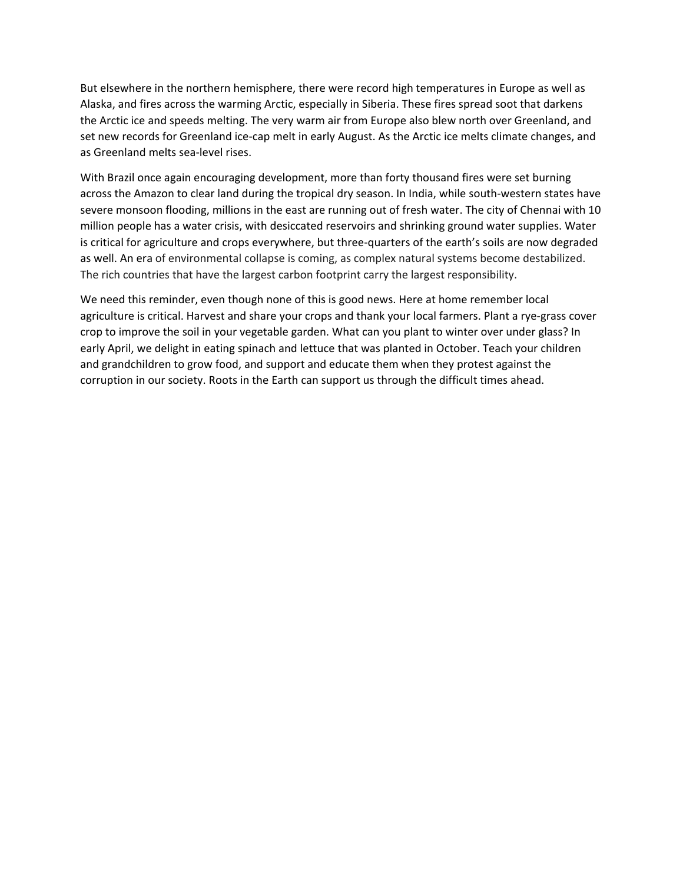But elsewhere in the northern hemisphere, there were record high temperatures in Europe as well as Alaska, and fires across the warming Arctic, especially in Siberia. These fires spread soot that darkens the Arctic ice and speeds melting. The very warm air from Europe also blew north over Greenland, and set new records for Greenland ice-cap melt in early August. As the Arctic ice melts climate changes, and as Greenland melts sea-level rises.

With Brazil once again encouraging development, more than forty thousand fires were set burning across the Amazon to clear land during the tropical dry season. In India, while south-western states have severe monsoon flooding, millions in the east are running out of fresh water. The city of Chennai with 10 million people has a water crisis, with desiccated reservoirs and shrinking ground water supplies. Water is critical for agriculture and crops everywhere, but three-quarters of the earth's soils are now degraded as well. An era of environmental collapse is coming, as complex natural systems become destabilized. The rich countries that have the largest carbon footprint carry the largest responsibility.

We need this reminder, even though none of this is good news. Here at home remember local agriculture is critical. Harvest and share your crops and thank your local farmers. Plant a rye-grass cover crop to improve the soil in your vegetable garden. What can you plant to winter over under glass? In early April, we delight in eating spinach and lettuce that was planted in October. Teach your children and grandchildren to grow food, and support and educate them when they protest against the corruption in our society. Roots in the Earth can support us through the difficult times ahead.